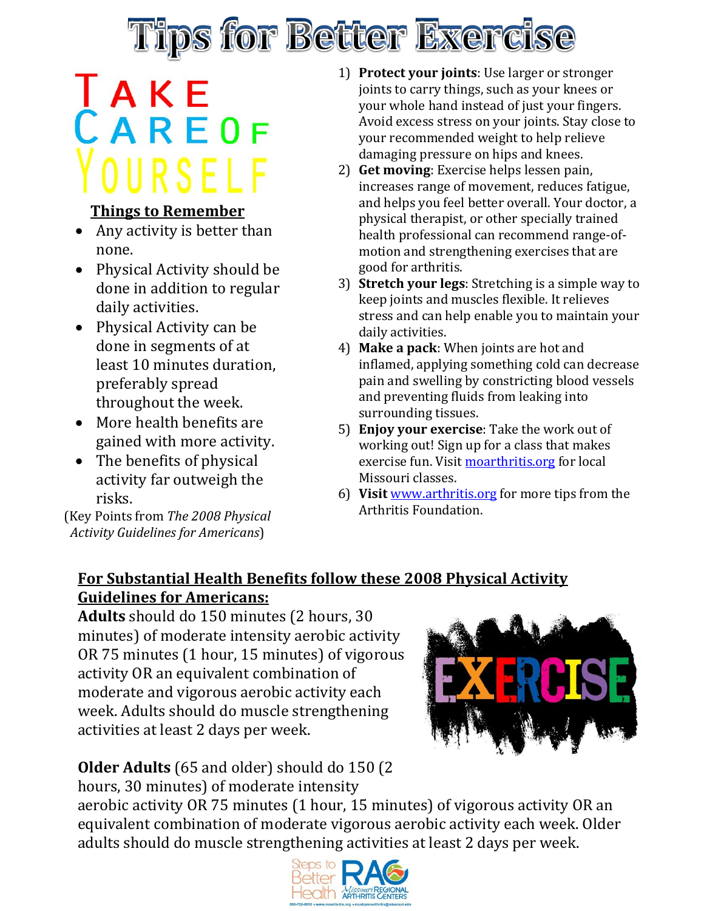# Tips for Better Exercise

## Take Care of Yourself

**Things to Remember**

- Any activity is better than none.
- Physical Activity should be done in addition to regular daily activities.
- Physical Activity can be done in segments of at least 10 minutes duration, preferably spread throughout the week.
- More health benefits are gained with more activity.
- The benefits of physical activity far outweigh the risks.

(Key Points from *The 2008 Physical Activity Guidelines for Americans*)

1) **Protect your joints**: Use larger or stronger joints to carry things, such as your knees or your whole hand instead of just your fingers. Avoid excess stress on your joints. Stay close to your recommended weight to help relieve damaging pressure on hips and knees.
2) **Get moving**: Exercise helps lessen pain, increases range of movement, reduces fatigue, and helps you feel better overall. Your doctor, a physical therapist, or other specially trained health professional can recommend range-of-motion and strengthening exercises that are good for arthritis.
3) **Stretch your legs**: Stretching is a simple way to keep joints and muscles flexible. It relieves stress and can help enable you to maintain your daily activities.
4) **Make a pack**: When joints are hot and inflamed, applying something cold can decrease pain and swelling by constricting blood vessels and preventing fluids from leaking into surrounding tissues.
5) **Enjoy your exercise**: Take the work out of working out! Sign up for a class that makes exercise fun. Visit moarthritis.org for local Missouri classes.
6) **Visit** www.arthritis.org for more tips from the Arthritis Foundation.

**For Substantial Health Benefits follow these 2008 Physical Activity Guidelines for Americans:**

**Adults** should do 150 minutes (2 hours, 30 minutes) of moderate intensity aerobic activity OR 75 minutes (1 hour, 15 minutes) of vigorous activity OR an equivalent combination of moderate and vigorous aerobic activity each week. Adults should do muscle strengthening activities at least 2 days per week.

**Older Adults** (65 and older) should do 150 (2 hours, 30 minutes) of moderate intensity aerobic activity OR 75 minutes (1 hour, 15 minutes) of vigorous activity OR an equivalent combination of moderate vigorous aerobic activity each week. Older adults should do muscle strengthening activities at least 2 days per week.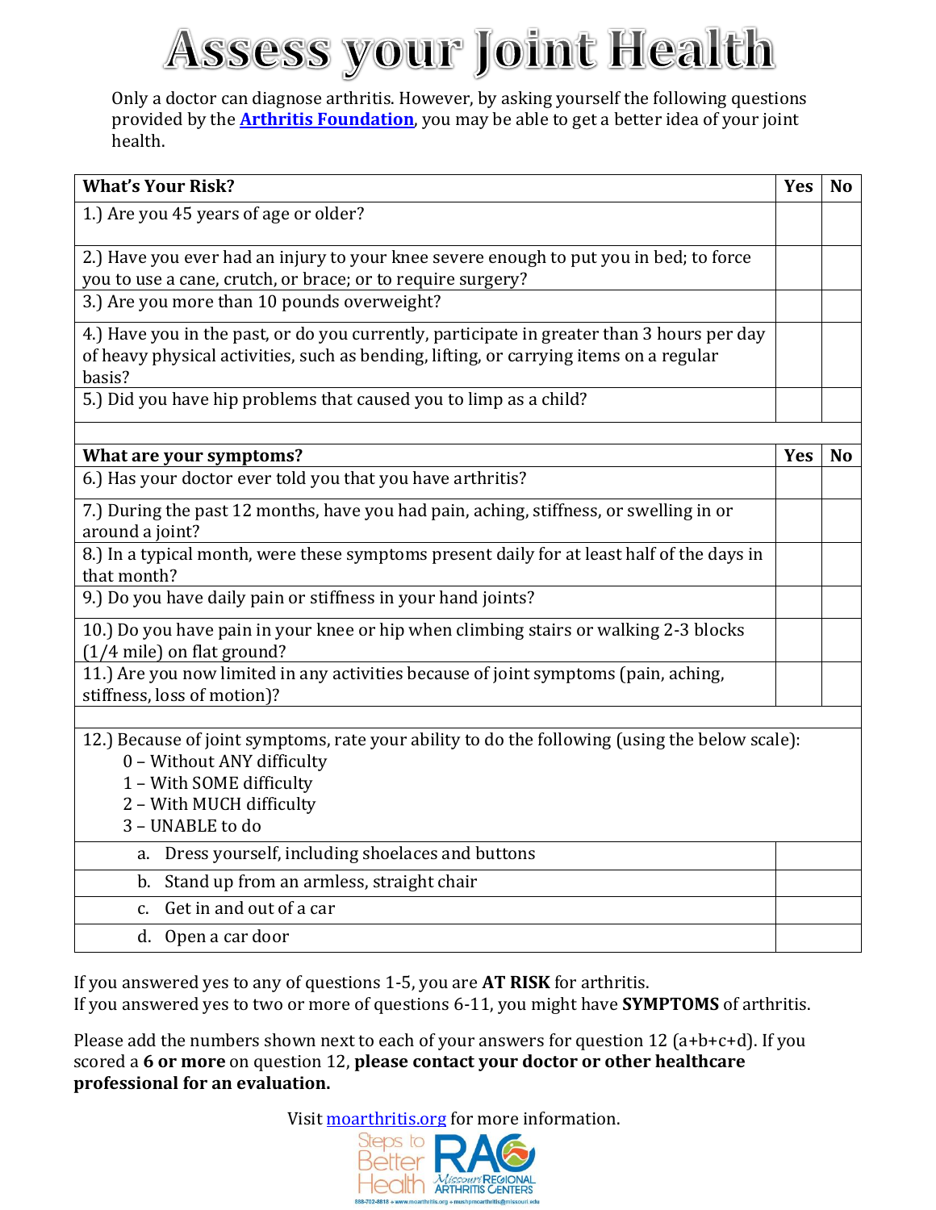# Assess your Joint Health

Only a doctor can diagnose arthritis. However, by asking yourself the following questions provided by the **Arthritis Foundation**, you may be able to get a better idea of your joint health.

| **What's Your Risk?** | **Yes** | **No** |
|---|---|---|
| 1.) Are you 45 years of age or older? | | |
| 2.) Have you ever had an injury to your knee severe enough to put you in bed; to force you to use a cane, crutch, or brace; or to require surgery? | | |
| 3.) Are you more than 10 pounds overweight? | | |
| 4.) Have you in the past, or do you currently, participate in greater than 3 hours per day of heavy physical activities, such as bending, lifting, or carrying items on a regular basis? | | |
| 5.) Did you have hip problems that caused you to limp as a child? | | |

| **What are your symptoms?** | **Yes** | **No** |
|---|---|---|
| 6.) Has your doctor ever told you that you have arthritis? | | |
| 7.) During the past 12 months, have you had pain, aching, stiffness, or swelling in or around a joint? | | |
| 8.) In a typical month, were these symptoms present daily for at least half of the days in that month? | | |
| 9.) Do you have daily pain or stiffness in your hand joints? | | |
| 10.) Do you have pain in your knee or hip when climbing stairs or walking 2-3 blocks (1/4 mile) on flat ground? | | |
| 11.) Are you now limited in any activities because of joint symptoms (pain, aching, stiffness, loss of motion)? | | |

12.) Because of joint symptoms, rate your ability to do the following (using the below scale):
- 0 – Without ANY difficulty
- 1 – With SOME difficulty
- 2 – With MUCH difficulty
- 3 – UNABLE to do

| | |
|---|---|
| a. Dress yourself, including shoelaces and buttons | |
| b. Stand up from an armless, straight chair | |
| c. Get in and out of a car | |
| d. Open a car door | |

If you answered yes to any of questions 1-5, you are **AT RISK** for arthritis.
If you answered yes to two or more of questions 6-11, you might have **SYMPTOMS** of arthritis.

Please add the numbers shown next to each of your answers for question 12 (a+b+c+d). If you scored a **6 or more** on question 12, **please contact your doctor or other healthcare professional for an evaluation.**

Visit moarthritis.org for more information.

Steps to Better Health

RAC Missouri REGIONAL ARTHRITIS CENTERS

888-702-8818 • www.moarthritis.org • mushpmoarthritis@missouri.edu